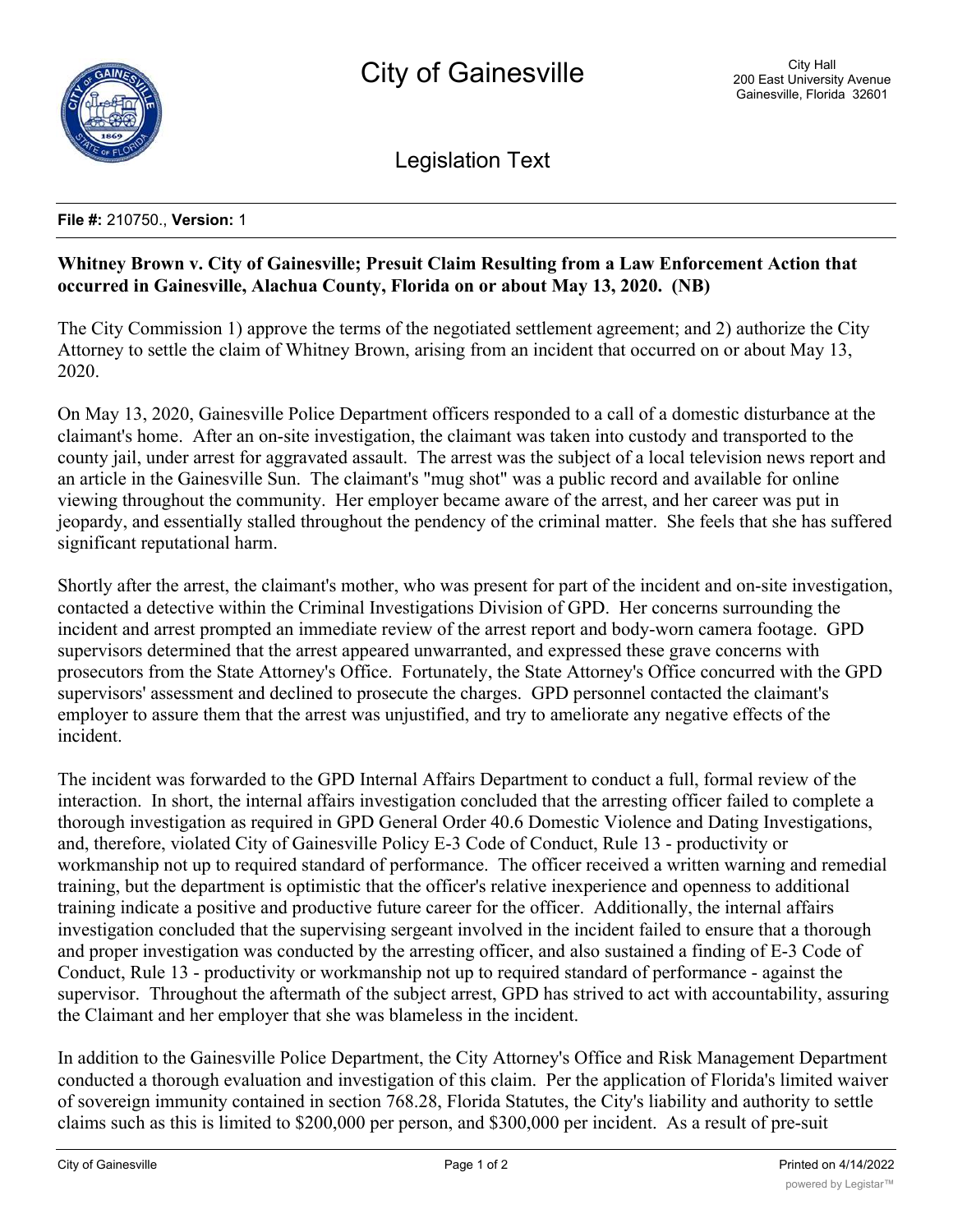# City of Gainesville

City Hall
200 East University Avenue
Gainesville, Florida 32601

## Legislation Text

**File #:** 210750., **Version:** 1

**Whitney Brown v. City of Gainesville; Presuit Claim Resulting from a Law Enforcement Action that occurred in Gainesville, Alachua County, Florida on or about May 13, 2020. (NB)**

The City Commission 1) approve the terms of the negotiated settlement agreement; and 2) authorize the City Attorney to settle the claim of Whitney Brown, arising from an incident that occurred on or about May 13, 2020.

On May 13, 2020, Gainesville Police Department officers responded to a call of a domestic disturbance at the claimant's home. After an on-site investigation, the claimant was taken into custody and transported to the county jail, under arrest for aggravated assault. The arrest was the subject of a local television news report and an article in the Gainesville Sun. The claimant's "mug shot" was a public record and available for online viewing throughout the community. Her employer became aware of the arrest, and her career was put in jeopardy, and essentially stalled throughout the pendency of the criminal matter. She feels that she has suffered significant reputational harm.

Shortly after the arrest, the claimant's mother, who was present for part of the incident and on-site investigation, contacted a detective within the Criminal Investigations Division of GPD. Her concerns surrounding the incident and arrest prompted an immediate review of the arrest report and body-worn camera footage. GPD supervisors determined that the arrest appeared unwarranted, and expressed these grave concerns with prosecutors from the State Attorney's Office. Fortunately, the State Attorney's Office concurred with the GPD supervisors' assessment and declined to prosecute the charges. GPD personnel contacted the claimant's employer to assure them that the arrest was unjustified, and try to ameliorate any negative effects of the incident.

The incident was forwarded to the GPD Internal Affairs Department to conduct a full, formal review of the interaction. In short, the internal affairs investigation concluded that the arresting officer failed to complete a thorough investigation as required in GPD General Order 40.6 Domestic Violence and Dating Investigations, and, therefore, violated City of Gainesville Policy E-3 Code of Conduct, Rule 13 - productivity or workmanship not up to required standard of performance. The officer received a written warning and remedial training, but the department is optimistic that the officer's relative inexperience and openness to additional training indicate a positive and productive future career for the officer. Additionally, the internal affairs investigation concluded that the supervising sergeant involved in the incident failed to ensure that a thorough and proper investigation was conducted by the arresting officer, and also sustained a finding of E-3 Code of Conduct, Rule 13 - productivity or workmanship not up to required standard of performance - against the supervisor. Throughout the aftermath of the subject arrest, GPD has strived to act with accountability, assuring the Claimant and her employer that she was blameless in the incident.

In addition to the Gainesville Police Department, the City Attorney's Office and Risk Management Department conducted a thorough evaluation and investigation of this claim. Per the application of Florida's limited waiver of sovereign immunity contained in section 768.28, Florida Statutes, the City's liability and authority to settle claims such as this is limited to $200,000 per person, and $300,000 per incident. As a result of pre-suit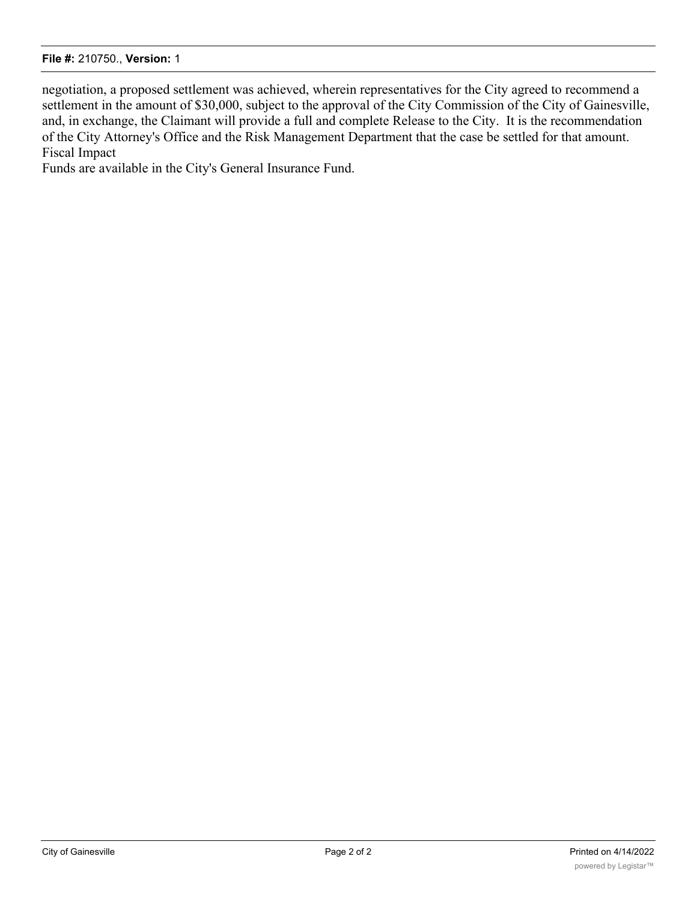negotiation, a proposed settlement was achieved, wherein representatives for the City agreed to recommend a settlement in the amount of $30,000, subject to the approval of the City Commission of the City of Gainesville, and, in exchange, the Claimant will provide a full and complete Release to the City. It is the recommendation of the City Attorney's Office and the Risk Management Department that the case be settled for that amount.

Fiscal Impact

Funds are available in the City's General Insurance Fund.